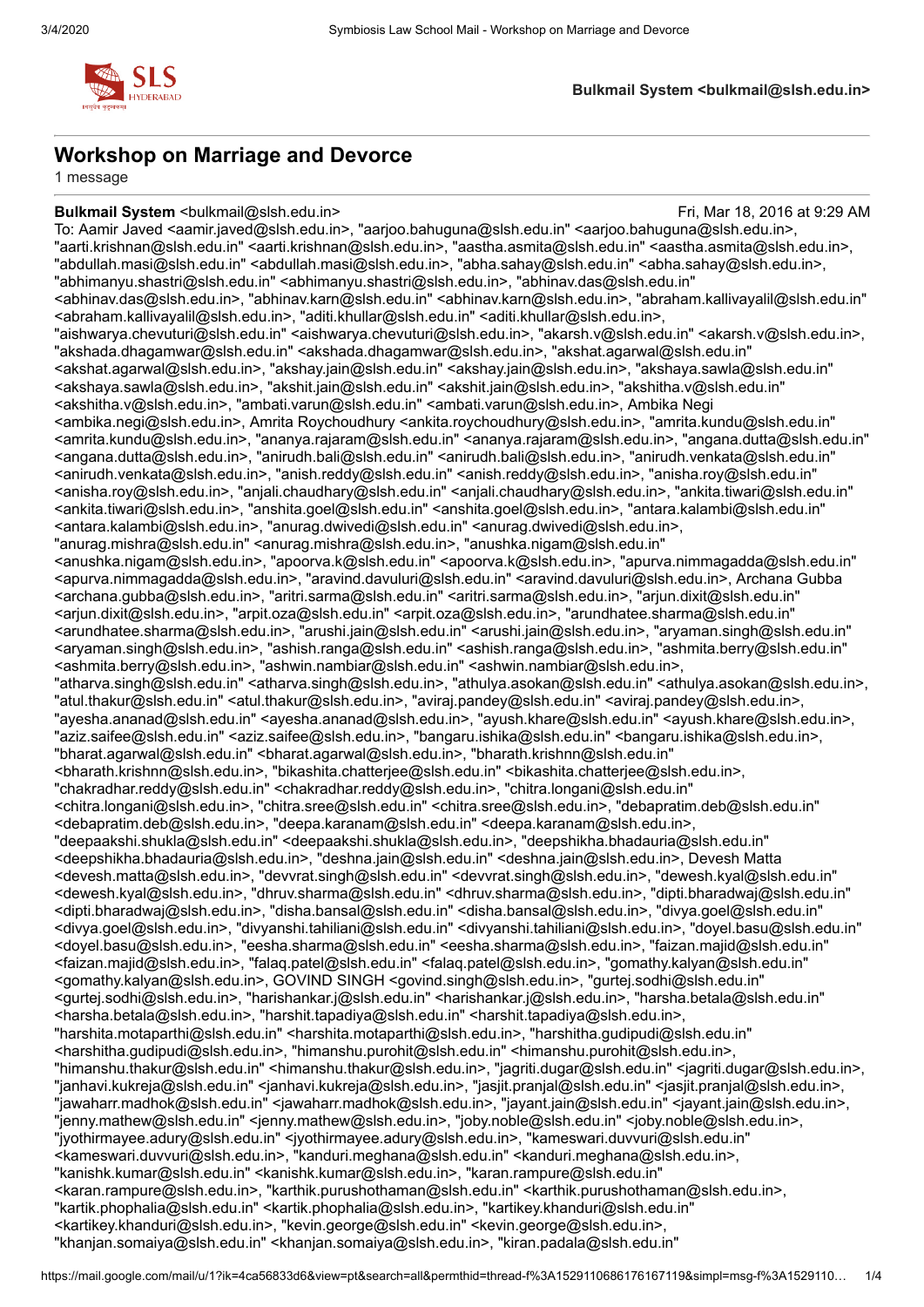**Bulkmail System <bulkmail@slsh.edu.in>**

# Workshop on Marriage and Devorce

1 message

**Bulkmail System** <bulkmail@slsh.edu.in> Fri, Mar 18, 2016 at 9:29 AM

To: Aamir Javed <aamir.javed@slsh.edu.in>, "aarjoo.bahuguna@slsh.edu.in" <aarjoo.bahuguna@slsh.edu.in>, "aarti.krishnan@slsh.edu.in" <aarti.krishnan@slsh.edu.in>, "aastha.asmita@slsh.edu.in" <aastha.asmita@slsh.edu.in>, "abdullah.masi@slsh.edu.in" <abdullah.masi@slsh.edu.in>, "abha.sahay@slsh.edu.in" <abha.sahay@slsh.edu.in>, "abhimanyu.shastri@slsh.edu.in" <abhimanyu.shastri@slsh.edu.in>, "abhinav.das@slsh.edu.in" <abhinav.das@slsh.edu.in>, "abhinav.karn@slsh.edu.in" <abhinav.karn@slsh.edu.in>, "abraham.kallivayalil@slsh.edu.in" <abraham.kallivayalil@slsh.edu.in>, "aditi.khullar@slsh.edu.in" <aditi.khullar@slsh.edu.in>, "aishwarya.chevuturi@slsh.edu.in" <aishwarya.chevuturi@slsh.edu.in>, "akarsh.v@slsh.edu.in" <akarsh.v@slsh.edu.in>, "akshada.dhagamwar@slsh.edu.in" <akshada.dhagamwar@slsh.edu.in>, "akshat.agarwal@slsh.edu.in" <akshat.agarwal@slsh.edu.in>, "akshay.jain@slsh.edu.in" <akshay.jain@slsh.edu.in>, "akshaya.sawla@slsh.edu.in" <akshaya.sawla@slsh.edu.in>, "akshit.jain@slsh.edu.in" <akshit.jain@slsh.edu.in>, "akshitha.v@slsh.edu.in" <akshitha.v@slsh.edu.in>, "ambati.varun@slsh.edu.in" <ambati.varun@slsh.edu.in>, Ambika Negi <ambika.negi@slsh.edu.in>, Amrita Roychoudhury <ankita.roychoudhury@slsh.edu.in>, "amrita.kundu@slsh.edu.in" <amrita.kundu@slsh.edu.in>, "ananya.rajaram@slsh.edu.in" <ananya.rajaram@slsh.edu.in>, "angana.dutta@slsh.edu.in" <angana.dutta@slsh.edu.in>, "anirudh.bali@slsh.edu.in" <anirudh.bali@slsh.edu.in>, "anirudh.venkata@slsh.edu.in" <anirudh.venkata@slsh.edu.in>, "anish.reddy@slsh.edu.in" <anish.reddy@slsh.edu.in>, "anisha.roy@slsh.edu.in" <anisha.roy@slsh.edu.in>, "anjali.chaudhary@slsh.edu.in" <anjali.chaudhary@slsh.edu.in>, "ankita.tiwari@slsh.edu.in" <ankita.tiwari@slsh.edu.in>, "anshita.goel@slsh.edu.in" <anshita.goel@slsh.edu.in>, "antara.kalambi@slsh.edu.in" <antara.kalambi@slsh.edu.in>, "anurag.dwivedi@slsh.edu.in" <anurag.dwivedi@slsh.edu.in>, "anurag.mishra@slsh.edu.in" <anurag.mishra@slsh.edu.in>, "anushka.nigam@slsh.edu.in" <anushka.nigam@slsh.edu.in>, "apoorva.k@slsh.edu.in" <apoorva.k@slsh.edu.in>, "apurva.nimmagadda@slsh.edu.in" <apurva.nimmagadda@slsh.edu.in>, "aravind.davuluri@slsh.edu.in" <aravind.davuluri@slsh.edu.in>, Archana Gubba <archana.gubba@slsh.edu.in>, "aritri.sarma@slsh.edu.in" <aritri.sarma@slsh.edu.in>, "arjun.dixit@slsh.edu.in" <arjun.dixit@slsh.edu.in>, "arpit.oza@slsh.edu.in" <arpit.oza@slsh.edu.in>, "arundhatee.sharma@slsh.edu.in" <arundhatee.sharma@slsh.edu.in>, "arushi.jain@slsh.edu.in" <arushi.jain@slsh.edu.in>, "aryaman.singh@slsh.edu.in" <aryaman.singh@slsh.edu.in>, "ashish.ranga@slsh.edu.in" <ashish.ranga@slsh.edu.in>, "ashmita.berry@slsh.edu.in" <ashmita.berry@slsh.edu.in>, "ashwin.nambiar@slsh.edu.in" <ashwin.nambiar@slsh.edu.in>, "atharva.singh@slsh.edu.in" <atharva.singh@slsh.edu.in>, "athulya.asokan@slsh.edu.in" <athulya.asokan@slsh.edu.in>, "atul.thakur@slsh.edu.in" <atul.thakur@slsh.edu.in>, "aviraj.pandey@slsh.edu.in" <aviraj.pandey@slsh.edu.in>, "ayesha.ananad@slsh.edu.in" <ayesha.ananad@slsh.edu.in>, "ayush.khare@slsh.edu.in" <ayush.khare@slsh.edu.in>, "aziz.saifee@slsh.edu.in" <aziz.saifee@slsh.edu.in>, "bangaru.ishika@slsh.edu.in" <bangaru.ishika@slsh.edu.in>, "bharat.agarwal@slsh.edu.in" <bharat.agarwal@slsh.edu.in>, "bharath.krishnn@slsh.edu.in" <bharath.krishnn@slsh.edu.in>, "bikashita.chatterjee@slsh.edu.in" <bikashita.chatterjee@slsh.edu.in>, "chakradhar.reddy@slsh.edu.in" <chakradhar.reddy@slsh.edu.in>, "chitra.longani@slsh.edu.in" <chitra.longani@slsh.edu.in>, "chitra.sree@slsh.edu.in" <chitra.sree@slsh.edu.in>, "debapratim.deb@slsh.edu.in" <debapratim.deb@slsh.edu.in>, "deepa.karanam@slsh.edu.in" <deepa.karanam@slsh.edu.in>, "deepaakshi.shukla@slsh.edu.in" <deepaakshi.shukla@slsh.edu.in>, "deepshikha.bhadauria@slsh.edu.in" <deepshikha.bhadauria@slsh.edu.in>, "deshna.jain@slsh.edu.in" <deshna.jain@slsh.edu.in>, Devesh Matta <devesh.matta@slsh.edu.in>, "devvrat.singh@slsh.edu.in" <devvrat.singh@slsh.edu.in>, "dewesh.kyal@slsh.edu.in" <dewesh.kyal@slsh.edu.in>, "dhruv.sharma@slsh.edu.in" <dhruv.sharma@slsh.edu.in>, "dipti.bharadwaj@slsh.edu.in" <dipti.bharadwaj@slsh.edu.in>, "disha.bansal@slsh.edu.in" <disha.bansal@slsh.edu.in>, "divya.goel@slsh.edu.in" <divya.goel@slsh.edu.in>, "divyanshi.tahiliani@slsh.edu.in" <divyanshi.tahiliani@slsh.edu.in>, "doyel.basu@slsh.edu.in" <doyel.basu@slsh.edu.in>, "eesha.sharma@slsh.edu.in" <eesha.sharma@slsh.edu.in>, "faizan.majid@slsh.edu.in" <faizan.majid@slsh.edu.in>, "falaq.patel@slsh.edu.in" <falaq.patel@slsh.edu.in>, "gomathy.kalyan@slsh.edu.in" <gomathy.kalyan@slsh.edu.in>, GOVIND SINGH <govind.singh@slsh.edu.in>, "gurtej.sodhi@slsh.edu.in" <gurtej.sodhi@slsh.edu.in>, "harishankar.j@slsh.edu.in" <harishankar.j@slsh.edu.in>, "harsha.betala@slsh.edu.in" <harsha.betala@slsh.edu.in>, "harshit.tapadiya@slsh.edu.in" <harshit.tapadiya@slsh.edu.in>, "harshita.motaparthi@slsh.edu.in" <harshita.motaparthi@slsh.edu.in>, "harshitha.gudipudi@slsh.edu.in" <harshitha.gudipudi@slsh.edu.in>, "himanshu.purohit@slsh.edu.in" <himanshu.purohit@slsh.edu.in>, "himanshu.thakur@slsh.edu.in" <himanshu.thakur@slsh.edu.in>, "jagriti.dugar@slsh.edu.in" <jagriti.dugar@slsh.edu.in>, "janhavi.kukreja@slsh.edu.in" <janhavi.kukreja@slsh.edu.in>, "jasjit.pranjal@slsh.edu.in" <jasjit.pranjal@slsh.edu.in>, "jawaharr.madhok@slsh.edu.in" <jawaharr.madhok@slsh.edu.in>, "jayant.jain@slsh.edu.in" <jayant.jain@slsh.edu.in>, "jenny.mathew@slsh.edu.in" <jenny.mathew@slsh.edu.in>, "joby.noble@slsh.edu.in" <joby.noble@slsh.edu.in>, "jyothirmayee.adury@slsh.edu.in" <jyothirmayee.adury@slsh.edu.in>, "kameswari.duvvuri@slsh.edu.in" <kameswari.duvvuri@slsh.edu.in>, "kanduri.meghana@slsh.edu.in" <kanduri.meghana@slsh.edu.in>, "kanishk.kumar@slsh.edu.in" <kanishk.kumar@slsh.edu.in>, "karan.rampure@slsh.edu.in" <karan.rampure@slsh.edu.in>, "karthik.purushothaman@slsh.edu.in" <karthik.purushothaman@slsh.edu.in>, "kartik.phophalia@slsh.edu.in" <kartik.phophalia@slsh.edu.in>, "kartikey.khanduri@slsh.edu.in" <kartikey.khanduri@slsh.edu.in>, "kevin.george@slsh.edu.in" <kevin.george@slsh.edu.in>, "khanjan.somaiya@slsh.edu.in" <khanjan.somaiya@slsh.edu.in>, "kiran.padala@slsh.edu.in"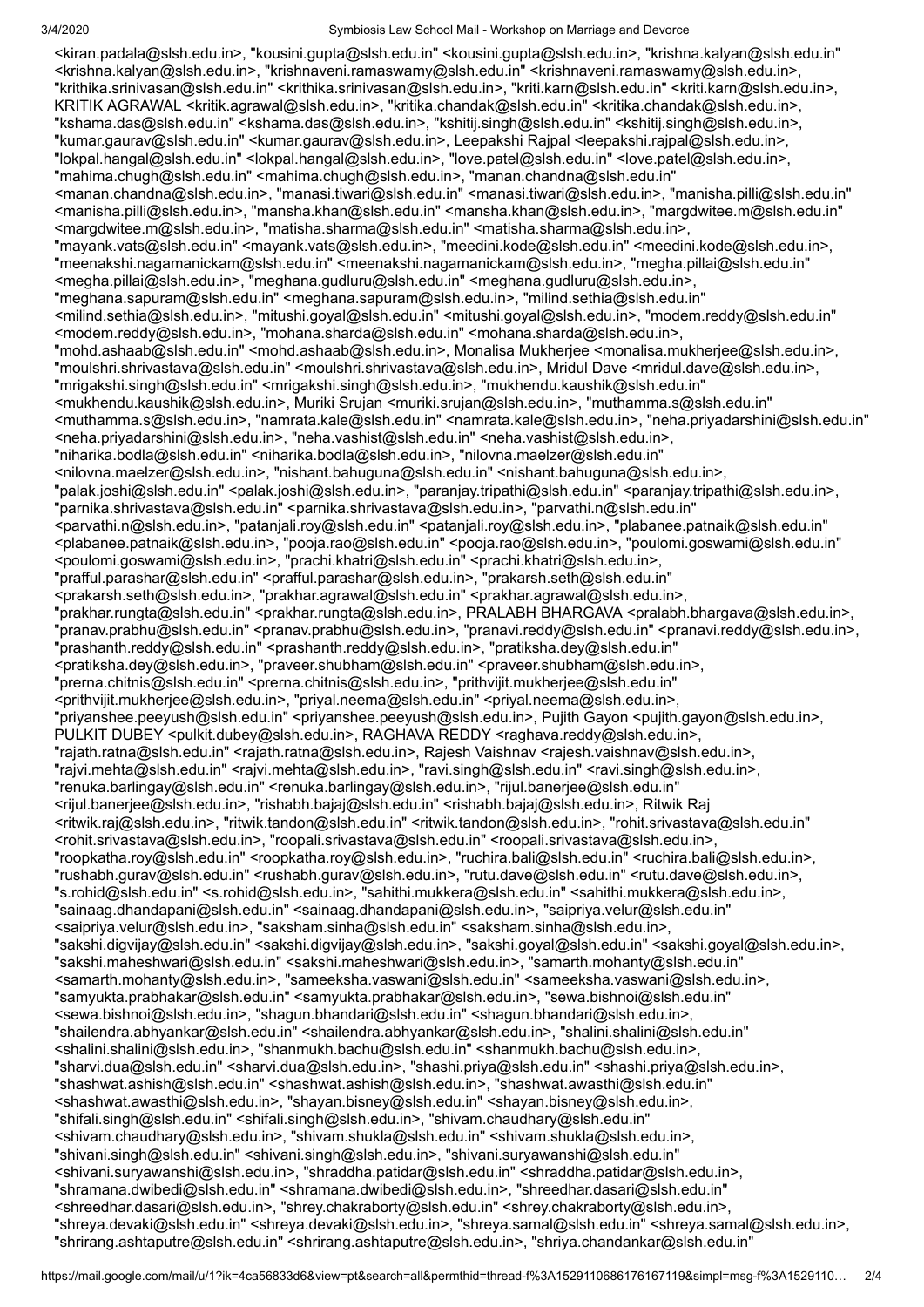<kiran.padala@slsh.edu.in>, "kousini.gupta@slsh.edu.in" <kousini.gupta@slsh.edu.in>, "krishna.kalyan@slsh.edu.in" <krishna.kalyan@slsh.edu.in>, "krishnaveni.ramaswamy@slsh.edu.in" <krishnaveni.ramaswamy@slsh.edu.in>, "krithika.srinivasan@slsh.edu.in" <krithika.srinivasan@slsh.edu.in>, "kriti.karn@slsh.edu.in" <kriti.karn@slsh.edu.in>, KRITIK AGRAWAL <kritik.agrawal@slsh.edu.in>, "kritika.chandak@slsh.edu.in" <kritika.chandak@slsh.edu.in>, "kshama.das@slsh.edu.in" <kshama.das@slsh.edu.in>, "kshitij.singh@slsh.edu.in" <kshitij.singh@slsh.edu.in>, "kumar.gaurav@slsh.edu.in" <kumar.gaurav@slsh.edu.in>, Leepakshi Rajpal <leepakshi.rajpal@slsh.edu.in>, "lokpal.hangal@slsh.edu.in" <lokpal.hangal@slsh.edu.in>, "love.patel@slsh.edu.in" <love.patel@slsh.edu.in>, "mahima.chugh@slsh.edu.in" <mahima.chugh@slsh.edu.in>, "manan.chandna@slsh.edu.in" <manan.chandna@slsh.edu.in>, "manasi.tiwari@slsh.edu.in" <manasi.tiwari@slsh.edu.in>, "manisha.pilli@slsh.edu.in" <manisha.pilli@slsh.edu.in>, "mansha.khan@slsh.edu.in" <mansha.khan@slsh.edu.in>, "margdwitee.m@slsh.edu.in" <margdwitee.m@slsh.edu.in>, "matisha.sharma@slsh.edu.in" <matisha.sharma@slsh.edu.in>, "mayank.vats@slsh.edu.in" <mayank.vats@slsh.edu.in>, "meedini.kode@slsh.edu.in" <meedini.kode@slsh.edu.in>, "meenakshi.nagamanickam@slsh.edu.in" <meenakshi.nagamanickam@slsh.edu.in>, "megha.pillai@slsh.edu.in" <megha.pillai@slsh.edu.in>, "meghana.gudluru@slsh.edu.in" <meghana.gudluru@slsh.edu.in>, "meghana.sapuram@slsh.edu.in" <meghana.sapuram@slsh.edu.in>, "milind.sethia@slsh.edu.in" <milind.sethia@slsh.edu.in>, "mitushi.goyal@slsh.edu.in" <mitushi.goyal@slsh.edu.in>, "modem.reddy@slsh.edu.in" <modem.reddy@slsh.edu.in>, "mohana.sharda@slsh.edu.in" <mohana.sharda@slsh.edu.in>, "mohd.ashaab@slsh.edu.in" <mohd.ashaab@slsh.edu.in>, Monalisa Mukherjee <monalisa.mukherjee@slsh.edu.in>, "moulshri.shrivastava@slsh.edu.in" <moulshri.shrivastava@slsh.edu.in>, Mridul Dave <mridul.dave@slsh.edu.in>, "mrigakshi.singh@slsh.edu.in" <mrigakshi.singh@slsh.edu.in>, "mukhendu.kaushik@slsh.edu.in" <mukhendu.kaushik@slsh.edu.in>, Muriki Srujan <muriki.srujan@slsh.edu.in>, "muthamma.s@slsh.edu.in" <muthamma.s@slsh.edu.in>, "namrata.kale@slsh.edu.in" <namrata.kale@slsh.edu.in>, "neha.priyadarshini@slsh.edu.in" <neha.priyadarshini@slsh.edu.in>, "neha.vashist@slsh.edu.in" <neha.vashist@slsh.edu.in>, "niharika.bodla@slsh.edu.in" <niharika.bodla@slsh.edu.in>, "nilovna.maelzer@slsh.edu.in" <nilovna.maelzer@slsh.edu.in>, "nishant.bahuguna@slsh.edu.in" <nishant.bahuguna@slsh.edu.in>, "palak.joshi@slsh.edu.in" <palak.joshi@slsh.edu.in>, "paranjay.tripathi@slsh.edu.in" <paranjay.tripathi@slsh.edu.in>, "parnika.shrivastava@slsh.edu.in" <parnika.shrivastava@slsh.edu.in>, "parvathi.n@slsh.edu.in" <parvathi.n@slsh.edu.in>, "patanjali.roy@slsh.edu.in" <patanjali.roy@slsh.edu.in>, "plabanee.patnaik@slsh.edu.in" <plabanee.patnaik@slsh.edu.in>, "pooja.rao@slsh.edu.in" <pooja.rao@slsh.edu.in>, "poulomi.goswami@slsh.edu.in" <poulomi.goswami@slsh.edu.in>, "prachi.khatri@slsh.edu.in" <prachi.khatri@slsh.edu.in>, "prafful.parashar@slsh.edu.in" <prafful.parashar@slsh.edu.in>, "prakarsh.seth@slsh.edu.in" <prakarsh.seth@slsh.edu.in>, "prakhar.agrawal@slsh.edu.in" <prakhar.agrawal@slsh.edu.in>, "prakhar.rungta@slsh.edu.in" <prakhar.rungta@slsh.edu.in>, PRALABH BHARGAVA <pralabh.bhargava@slsh.edu.in>, "pranav.prabhu@slsh.edu.in" <pranav.prabhu@slsh.edu.in>, "pranavi.reddy@slsh.edu.in" <pranavi.reddy@slsh.edu.in>, "prashanth.reddy@slsh.edu.in" <prashanth.reddy@slsh.edu.in>, "pratiksha.dey@slsh.edu.in" <pratiksha.dey@slsh.edu.in>, "praveer.shubham@slsh.edu.in" <praveer.shubham@slsh.edu.in>, "prerna.chitnis@slsh.edu.in" <prerna.chitnis@slsh.edu.in>, "prithvijit.mukherjee@slsh.edu.in" <prithvijit.mukherjee@slsh.edu.in>, "priyal.neema@slsh.edu.in" <priyal.neema@slsh.edu.in>, "priyanshee.peeyush@slsh.edu.in" <priyanshee.peeyush@slsh.edu.in>, Pujith Gayon <pujith.gayon@slsh.edu.in>, PULKIT DUBEY <pulkit.dubey@slsh.edu.in>, RAGHAVA REDDY <raghava.reddy@slsh.edu.in>, "rajath.ratna@slsh.edu.in" <rajath.ratna@slsh.edu.in>, Rajesh Vaishnav <rajesh.vaishnav@slsh.edu.in>, "rajvi.mehta@slsh.edu.in" <rajvi.mehta@slsh.edu.in>, "ravi.singh@slsh.edu.in" <ravi.singh@slsh.edu.in>, "renuka.barlingay@slsh.edu.in" <renuka.barlingay@slsh.edu.in>, "rijul.banerjee@slsh.edu.in" <rijul.banerjee@slsh.edu.in>, "rishabh.bajaj@slsh.edu.in" <rishabh.bajaj@slsh.edu.in>, Ritwik Raj <ritwik.raj@slsh.edu.in>, "ritwik.tandon@slsh.edu.in" <ritwik.tandon@slsh.edu.in>, "rohit.srivastava@slsh.edu.in" <rohit.srivastava@slsh.edu.in>, "roopali.srivastava@slsh.edu.in" <roopali.srivastava@slsh.edu.in>, "roopkatha.roy@slsh.edu.in" <roopkatha.roy@slsh.edu.in>, "ruchira.bali@slsh.edu.in" <ruchira.bali@slsh.edu.in>, "rushabh.gurav@slsh.edu.in" <rushabh.gurav@slsh.edu.in>, "rutu.dave@slsh.edu.in" <rutu.dave@slsh.edu.in>, "s.rohid@slsh.edu.in" <s.rohid@slsh.edu.in>, "sahithi.mukkera@slsh.edu.in" <sahithi.mukkera@slsh.edu.in>, "sainaag.dhandapani@slsh.edu.in" <sainaag.dhandapani@slsh.edu.in>, "saipriya.velur@slsh.edu.in" <saipriya.velur@slsh.edu.in>, "saksham.sinha@slsh.edu.in" <saksham.sinha@slsh.edu.in>, "sakshi.digvijay@slsh.edu.in" <sakshi.digvijay@slsh.edu.in>, "sakshi.goyal@slsh.edu.in" <sakshi.goyal@slsh.edu.in>, "sakshi.maheshwari@slsh.edu.in" <sakshi.maheshwari@slsh.edu.in>, "samarth.mohanty@slsh.edu.in" <samarth.mohanty@slsh.edu.in>, "sameeksha.vaswani@slsh.edu.in" <sameeksha.vaswani@slsh.edu.in>, "samyukta.prabhakar@slsh.edu.in" <samyukta.prabhakar@slsh.edu.in>, "sewa.bishnoi@slsh.edu.in" <sewa.bishnoi@slsh.edu.in>, "shagun.bhandari@slsh.edu.in" <shagun.bhandari@slsh.edu.in>, "shailendra.abhyankar@slsh.edu.in" <shailendra.abhyankar@slsh.edu.in>, "shalini.shalini@slsh.edu.in" <shalini.shalini@slsh.edu.in>, "shanmukh.bachu@slsh.edu.in" <shanmukh.bachu@slsh.edu.in>, "sharvi.dua@slsh.edu.in" <sharvi.dua@slsh.edu.in>, "shashi.priya@slsh.edu.in" <shashi.priya@slsh.edu.in>, "shashwat.ashish@slsh.edu.in" <shashwat.ashish@slsh.edu.in>, "shashwat.awasthi@slsh.edu.in" <shashwat.awasthi@slsh.edu.in>, "shayan.bisney@slsh.edu.in" <shayan.bisney@slsh.edu.in>, "shifali.singh@slsh.edu.in" <shifali.singh@slsh.edu.in>, "shivam.chaudhary@slsh.edu.in" <shivam.chaudhary@slsh.edu.in>, "shivam.shukla@slsh.edu.in" <shivam.shukla@slsh.edu.in>, "shivani.singh@slsh.edu.in" <shivani.singh@slsh.edu.in>, "shivani.suryawanshi@slsh.edu.in" <shivani.suryawanshi@slsh.edu.in>, "shraddha.patidar@slsh.edu.in" <shraddha.patidar@slsh.edu.in>, "shramana.dwibedi@slsh.edu.in" <shramana.dwibedi@slsh.edu.in>, "shreedhar.dasari@slsh.edu.in" <shreedhar.dasari@slsh.edu.in>, "shrey.chakraborty@slsh.edu.in" <shrey.chakraborty@slsh.edu.in>, "shreya.devaki@slsh.edu.in" <shreya.devaki@slsh.edu.in>, "shreya.samal@slsh.edu.in" <shreya.samal@slsh.edu.in>, "shrirang.ashtaputre@slsh.edu.in" <shrirang.ashtaputre@slsh.edu.in>, "shriya.chandankar@slsh.edu.in"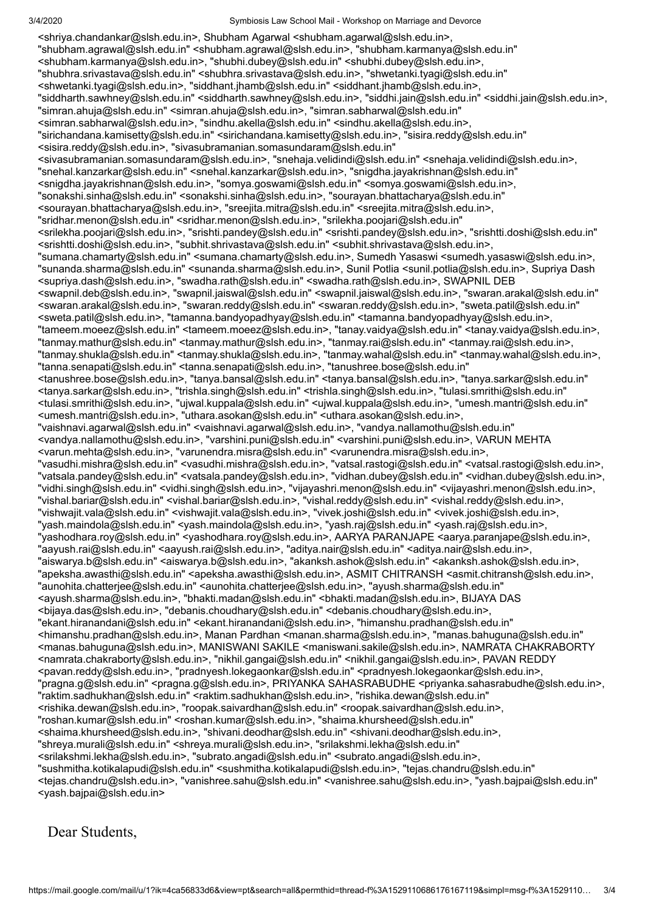<shriya.chandankar@slsh.edu.in>, Shubham Agarwal <shubham.agarwal@slsh.edu.in>, "shubham.agrawal@slsh.edu.in" <shubham.agrawal@slsh.edu.in>, "shubham.karmanya@slsh.edu.in" <shubham.karmanya@slsh.edu.in>, "shubhi.dubey@slsh.edu.in" <shubhi.dubey@slsh.edu.in>, "shubhra.srivastava@slsh.edu.in" <shubhra.srivastava@slsh.edu.in>, "shwetanki.tyagi@slsh.edu.in" <shwetanki.tyagi@slsh.edu.in>, "siddhant.jhamb@slsh.edu.in" <siddhant.jhamb@slsh.edu.in>, "siddharth.sawhney@slsh.edu.in" <siddharth.sawhney@slsh.edu.in>, "siddhi.jain@slsh.edu.in" <siddhi.jain@slsh.edu.in>, "simran.ahuja@slsh.edu.in" <simran.ahuja@slsh.edu.in>, "simran.sabharwal@slsh.edu.in" <simran.sabharwal@slsh.edu.in>, "sindhu.akella@slsh.edu.in" <sindhu.akella@slsh.edu.in>, "sirichandana.kamisetty@slsh.edu.in" <sirichandana.kamisetty@slsh.edu.in>, "sisira.reddy@slsh.edu.in" <sisira.reddy@slsh.edu.in>, "sivasubramanian.somasundaram@slsh.edu.in" <sivasubramanian.somasundaram@slsh.edu.in>, "snehaja.velidindi@slsh.edu.in" <snehaja.velidindi@slsh.edu.in>, "snehal.kanzarkar@slsh.edu.in" <snehal.kanzarkar@slsh.edu.in>, "snigdha.jayakrishnan@slsh.edu.in" <snigdha.jayakrishnan@slsh.edu.in>, "somya.goswami@slsh.edu.in" <somya.goswami@slsh.edu.in>, "sonakshi.sinha@slsh.edu.in" <sonakshi.sinha@slsh.edu.in>, "sourayan.bhattacharya@slsh.edu.in" <sourayan.bhattacharya@slsh.edu.in>, "sreejita.mitra@slsh.edu.in" <sreejita.mitra@slsh.edu.in>, "sridhar.menon@slsh.edu.in" <sridhar.menon@slsh.edu.in>, "srilekha.poojari@slsh.edu.in" <srilekha.poojari@slsh.edu.in>, "srishti.pandey@slsh.edu.in" <srishti.pandey@slsh.edu.in>, "srishtti.doshi@slsh.edu.in" <srishtti.doshi@slsh.edu.in>, "subhit.shrivastava@slsh.edu.in" <subhit.shrivastava@slsh.edu.in>, "sumana.chamarty@slsh.edu.in" <sumana.chamarty@slsh.edu.in>, Sumedh Yasaswi <sumedh.yasaswi@slsh.edu.in>, "sunanda.sharma@slsh.edu.in" <sunanda.sharma@slsh.edu.in>, Sunil Potlia <sunil.potlia@slsh.edu.in>, Supriya Dash <supriya.dash@slsh.edu.in>, "swadha.rath@slsh.edu.in" <swadha.rath@slsh.edu.in>, SWAPNIL DEB <swapnil.deb@slsh.edu.in>, "swapnil.jaiswal@slsh.edu.in" <swapnil.jaiswal@slsh.edu.in>, "swaran.arakal@slsh.edu.in" <swaran.arakal@slsh.edu.in>, "swaran.reddy@slsh.edu.in" <swaran.reddy@slsh.edu.in>, "sweta.patil@slsh.edu.in" <sweta.patil@slsh.edu.in>, "tamanna.bandyopadhyay@slsh.edu.in" <tamanna.bandyopadhyay@slsh.edu.in>, "tameem.moeez@slsh.edu.in" <tameem.moeez@slsh.edu.in>, "tanay.vaidya@slsh.edu.in" <tanay.vaidya@slsh.edu.in>, "tanmay.mathur@slsh.edu.in" <tanmay.mathur@slsh.edu.in>, "tanmay.rai@slsh.edu.in" <tanmay.rai@slsh.edu.in>, "tanmay.shukla@slsh.edu.in" <tanmay.shukla@slsh.edu.in>, "tanmay.wahal@slsh.edu.in" <tanmay.wahal@slsh.edu.in>, "tanna.senapati@slsh.edu.in" <tanna.senapati@slsh.edu.in>, "tanushree.bose@slsh.edu.in" <tanushree.bose@slsh.edu.in>, "tanya.bansal@slsh.edu.in" <tanya.bansal@slsh.edu.in>, "tanya.sarkar@slsh.edu.in" <tanya.sarkar@slsh.edu.in>, "trishla.singh@slsh.edu.in" <trishla.singh@slsh.edu.in>, "tulasi.smrithi@slsh.edu.in" <tulasi.smrithi@slsh.edu.in>, "ujwal.kuppala@slsh.edu.in" <ujwal.kuppala@slsh.edu.in>, "umesh.mantri@slsh.edu.in" <umesh.mantri@slsh.edu.in>, "uthara.asokan@slsh.edu.in" <uthara.asokan@slsh.edu.in>, "vaishnavi.agarwal@slsh.edu.in" <vaishnavi.agarwal@slsh.edu.in>, "vandya.nallamothu@slsh.edu.in" <vandya.nallamothu@slsh.edu.in>, "varshini.puni@slsh.edu.in" <varshini.puni@slsh.edu.in>, VARUN MEHTA <varun.mehta@slsh.edu.in>, "varunendra.misra@slsh.edu.in" <varunendra.misra@slsh.edu.in>, "vasudhi.mishra@slsh.edu.in" <vasudhi.mishra@slsh.edu.in>, "vatsal.rastogi@slsh.edu.in" <vatsal.rastogi@slsh.edu.in>, "vatsala.pandey@slsh.edu.in" <vatsala.pandey@slsh.edu.in>, "vidhan.dubey@slsh.edu.in" <vidhan.dubey@slsh.edu.in>, "vidhi.singh@slsh.edu.in" <vidhi.singh@slsh.edu.in>, "vijayashri.menon@slsh.edu.in" <vijayashri.menon@slsh.edu.in>, "vishal.bariar@slsh.edu.in" <vishal.bariar@slsh.edu.in>, "vishal.reddy@slsh.edu.in" <vishal.reddy@slsh.edu.in>, "vishwajit.vala@slsh.edu.in" <vishwajit.vala@slsh.edu.in>, "vivek.joshi@slsh.edu.in" <vivek.joshi@slsh.edu.in>, "yash.maindola@slsh.edu.in" <yash.maindola@slsh.edu.in>, "yash.raj@slsh.edu.in" <yash.raj@slsh.edu.in>, "yashodhara.roy@slsh.edu.in" <yashodhara.roy@slsh.edu.in>, AARYA PARANJAPE <aarya.paranjape@slsh.edu.in>, "aayush.rai@slsh.edu.in" <aayush.rai@slsh.edu.in>, "aditya.nair@slsh.edu.in" <aditya.nair@slsh.edu.in>, "aiswarya.b@slsh.edu.in" <aiswarya.b@slsh.edu.in>, "akanksh.ashok@slsh.edu.in" <akanksh.ashok@slsh.edu.in>, "apeksha.awasthi@slsh.edu.in" <apeksha.awasthi@slsh.edu.in>, ASMIT CHITRANSH <asmit.chitransh@slsh.edu.in>, "aunohita.chatterjee@slsh.edu.in" <aunohita.chatterjee@slsh.edu.in>, "ayush.sharma@slsh.edu.in" <ayush.sharma@slsh.edu.in>, "bhakti.madan@slsh.edu.in" <bhakti.madan@slsh.edu.in>, BIJAYA DAS <bijaya.das@slsh.edu.in>, "debanis.choudhary@slsh.edu.in" <debanis.choudhary@slsh.edu.in>, "ekant.hiranandani@slsh.edu.in" <ekant.hiranandani@slsh.edu.in>, "himanshu.pradhan@slsh.edu.in" <himanshu.pradhan@slsh.edu.in>, Manan Pardhan <manan.sharma@slsh.edu.in>, "manas.bahuguna@slsh.edu.in" <manas.bahuguna@slsh.edu.in>, MANISWANI SAKILE <maniswani.sakile@slsh.edu.in>, NAMRATA CHAKRABORTY <namrata.chakraborty@slsh.edu.in>, "nikhil.gangai@slsh.edu.in" <nikhil.gangai@slsh.edu.in>, PAVAN REDDY <pavan.reddy@slsh.edu.in>, "pradnyesh.lokegaonkar@slsh.edu.in" <pradnyesh.lokegaonkar@slsh.edu.in>, "pragna.g@slsh.edu.in" <pragna.g@slsh.edu.in>, PRIYANKA SAHASRABUDHE <priyanka.sahasrabudhe@slsh.edu.in>, "raktim.sadhukhan@slsh.edu.in" <raktim.sadhukhan@slsh.edu.in>, "rishika.dewan@slsh.edu.in" <rishika.dewan@slsh.edu.in>, "roopak.saivardhan@slsh.edu.in" <roopak.saivardhan@slsh.edu.in>, "roshan.kumar@slsh.edu.in" <roshan.kumar@slsh.edu.in>, "shaima.khursheed@slsh.edu.in" <shaima.khursheed@slsh.edu.in>, "shivani.deodhar@slsh.edu.in" <shivani.deodhar@slsh.edu.in>, "shreya.murali@slsh.edu.in" <shreya.murali@slsh.edu.in>, "srilakshmi.lekha@slsh.edu.in" <srilakshmi.lekha@slsh.edu.in>, "subrato.angadi@slsh.edu.in" <subrato.angadi@slsh.edu.in>, "sushmitha.kotikalapudi@slsh.edu.in" <sushmitha.kotikalapudi@slsh.edu.in>, "tejas.chandru@slsh.edu.in" <tejas.chandru@slsh.edu.in>, "vanishree.sahu@slsh.edu.in" <vanishree.sahu@slsh.edu.in>, "yash.bajpai@slsh.edu.in" <yash.bajpai@slsh.edu.in>

Dear Students,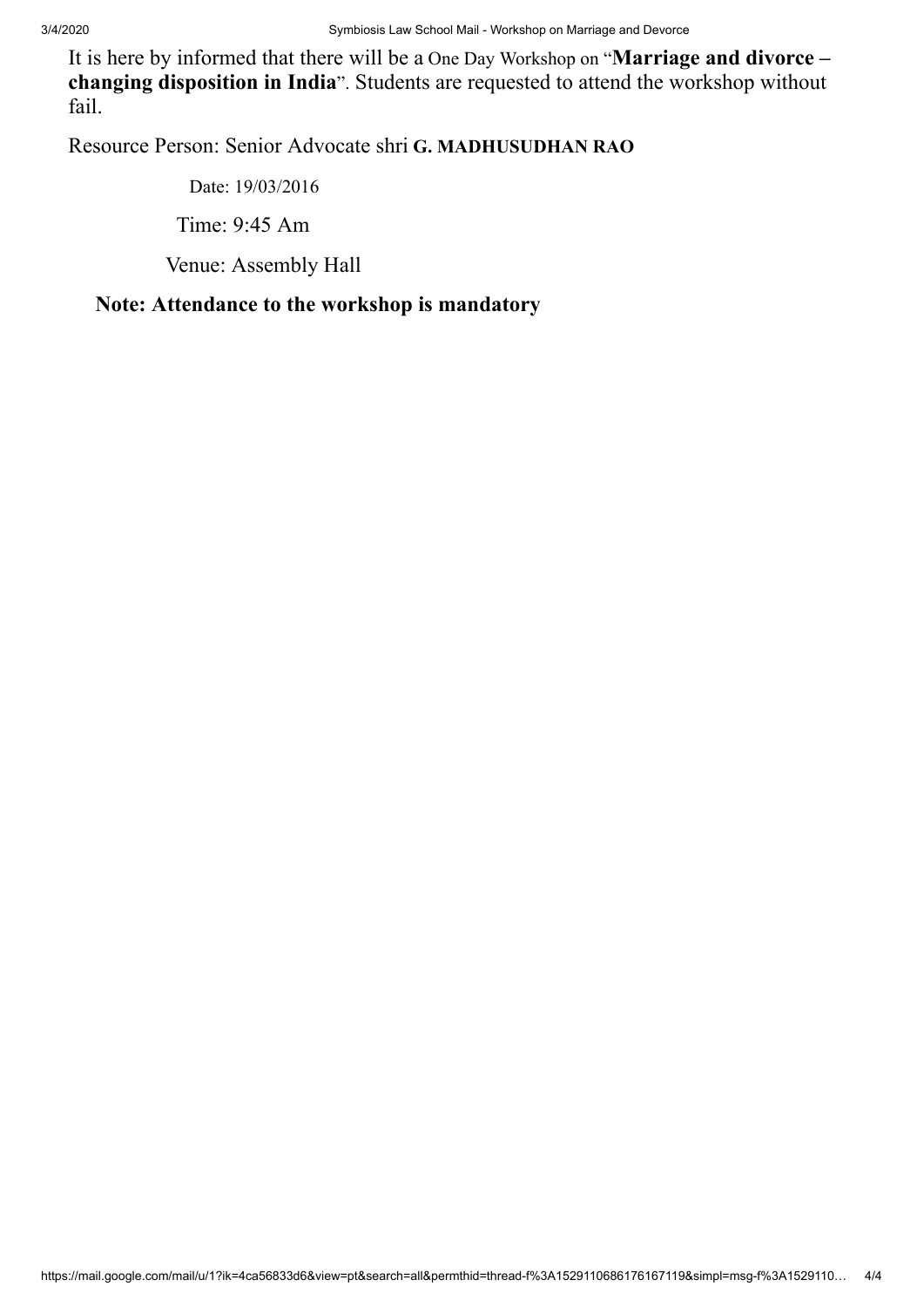It is here by informed that there will be a One Day Workshop on "**Marriage and divorce – changing disposition in India**". Students are requested to attend the workshop without fail.

Resource Person: Senior Advocate shri **G. MADHUSUDHAN RAO**

Date: 19/03/2016

Time: 9:45 Am

Venue: Assembly Hall

**Note: Attendance to the workshop is mandatory**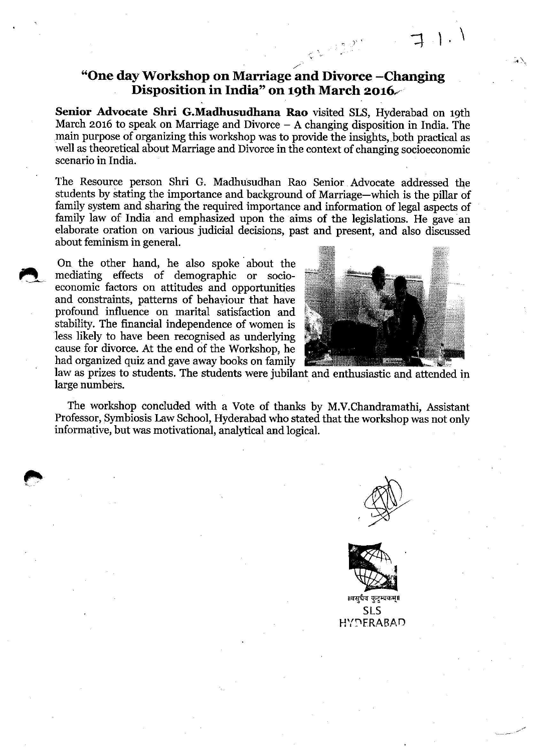# "One day Workshop on Marriage and Divorce –Changing Disposition in India" on 19th March 2016

**Senior Advocate Shri G.Madhusudhana Rao** visited SLS, Hyderabad on 19th March 2016 to speak on Marriage and Divorce – A changing disposition in India. The main purpose of organizing this workshop was to provide the insights, both practical as well as theoretical about Marriage and Divorce in the context of changing socioeconomic scenario in India.

The Resource person Shri G. Madhusudhan Rao Senior Advocate addressed the students by stating the importance and background of Marriage—which is the pillar of family system and sharing the required importance and information of legal aspects of family law of India and emphasized upon the aims of the legislations. He gave an elaborate oration on various judicial decisions, past and present, and also discussed about feminism in general.

On the other hand, he also spoke about the mediating effects of demographic or socio-economic factors on attitudes and opportunities and constraints, patterns of behaviour that have profound influence on marital satisfaction and stability. The financial independence of women is less likely to have been recognised as underlying cause for divorce. At the end of the Workshop, he had organized quiz and gave away books on family law as prizes to students. The students were jubilant and enthusiastic and attended in large numbers.

The workshop concluded with a Vote of thanks by M.V.Chandramathi, Assistant Professor, Symbiosis Law School, Hyderabad who stated that the workshop was not only informative, but was motivational, analytical and logical.

॥वसुधैव कुटुम्बकम्॥
SLS
HYDERABAD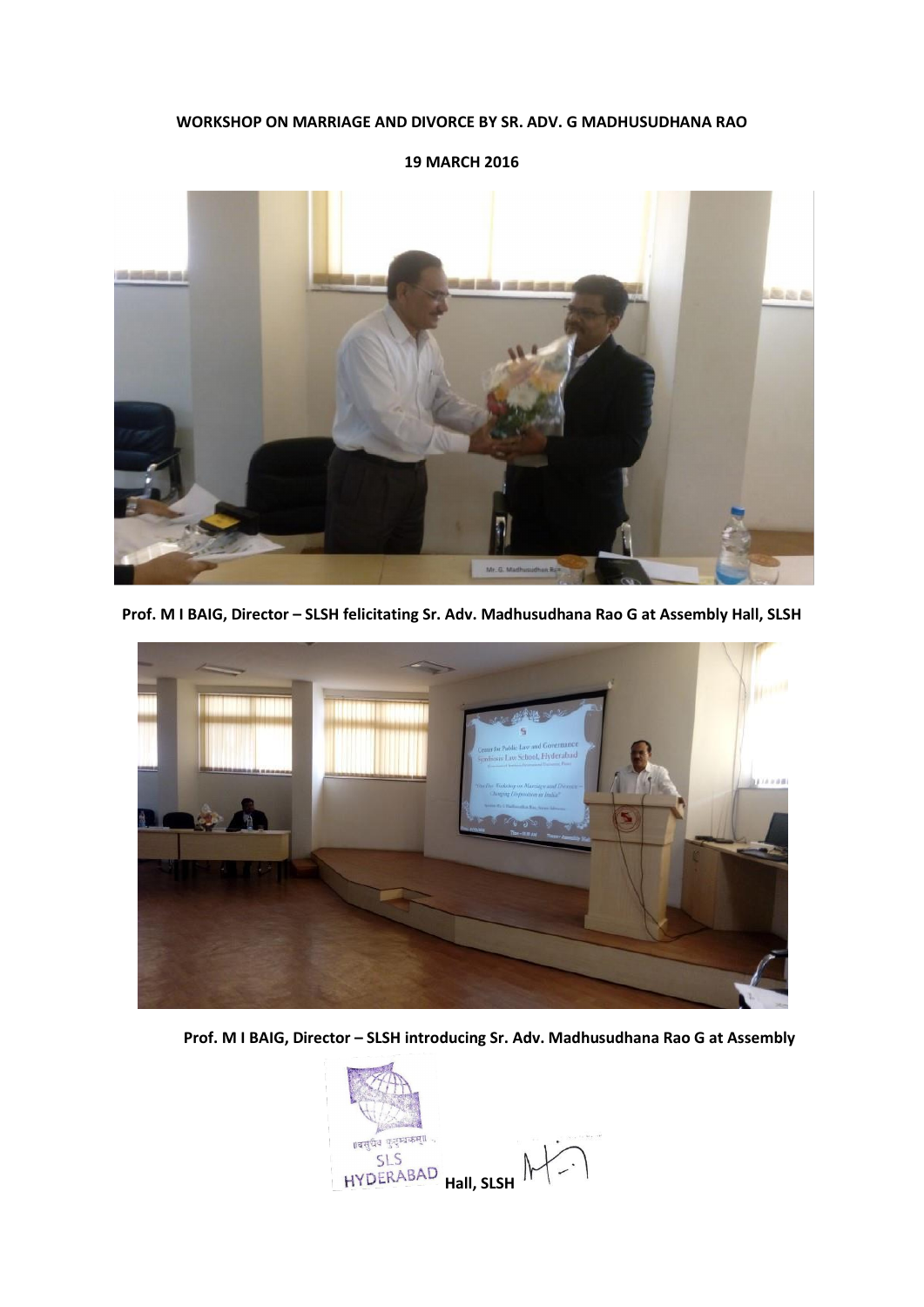**WORKSHOP ON MARRIAGE AND DIVORCE BY SR. ADV. G MADHUSUDHANA RAO**

**19 MARCH 2016**

**Prof. M I BAIG, Director – SLSH felicitating Sr. Adv. Madhusudhana Rao G at Assembly Hall, SLSH**

**Prof. M I BAIG, Director – SLSH introducing Sr. Adv. Madhusudhana Rao G at Assembly Hall, SLSH**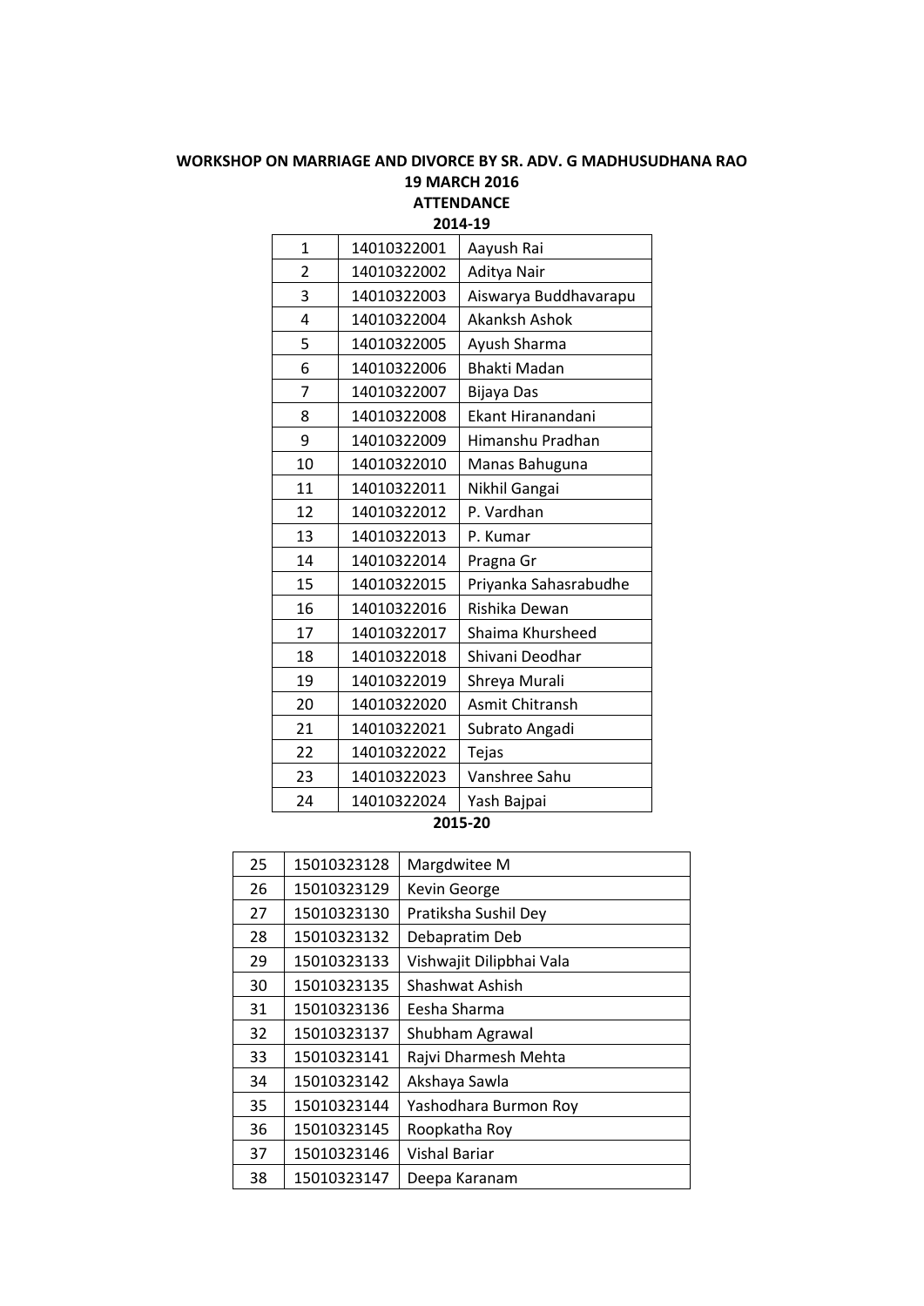**WORKSHOP ON MARRIAGE AND DIVORCE BY SR. ADV. G MADHUSUDHANA RAO**

**19 MARCH 2016**

**ATTENDANCE**

**2014-19**

| | | |
|---|---|---|
| 1 | 14010322001 | Aayush Rai |
| 2 | 14010322002 | Aditya Nair |
| 3 | 14010322003 | Aiswarya Buddhavarapu |
| 4 | 14010322004 | Akanksh Ashok |
| 5 | 14010322005 | Ayush Sharma |
| 6 | 14010322006 | Bhakti Madan |
| 7 | 14010322007 | Bijaya Das |
| 8 | 14010322008 | Ekant Hiranandani |
| 9 | 14010322009 | Himanshu Pradhan |
| 10 | 14010322010 | Manas Bahuguna |
| 11 | 14010322011 | Nikhil Gangai |
| 12 | 14010322012 | P. Vardhan |
| 13 | 14010322013 | P. Kumar |
| 14 | 14010322014 | Pragna Gr |
| 15 | 14010322015 | Priyanka Sahasrabudhe |
| 16 | 14010322016 | Rishika Dewan |
| 17 | 14010322017 | Shaima Khursheed |
| 18 | 14010322018 | Shivani Deodhar |
| 19 | 14010322019 | Shreya Murali |
| 20 | 14010322020 | Asmit Chitransh |
| 21 | 14010322021 | Subrato Angadi |
| 22 | 14010322022 | Tejas |
| 23 | 14010322023 | Vanshree Sahu |
| 24 | 14010322024 | Yash Bajpai |

**2015-20**

| | | |
|---|---|---|
| 25 | 15010323128 | Margdwitee M |
| 26 | 15010323129 | Kevin George |
| 27 | 15010323130 | Pratiksha Sushil Dey |
| 28 | 15010323132 | Debapratim Deb |
| 29 | 15010323133 | Vishwajit Dilipbhai Vala |
| 30 | 15010323135 | Shashwat Ashish |
| 31 | 15010323136 | Eesha Sharma |
| 32 | 15010323137 | Shubham Agrawal |
| 33 | 15010323141 | Rajvi Dharmesh Mehta |
| 34 | 15010323142 | Akshaya Sawla |
| 35 | 15010323144 | Yashodhara Burmon Roy |
| 36 | 15010323145 | Roopkatha Roy |
| 37 | 15010323146 | Vishal Bariar |
| 38 | 15010323147 | Deepa Karanam |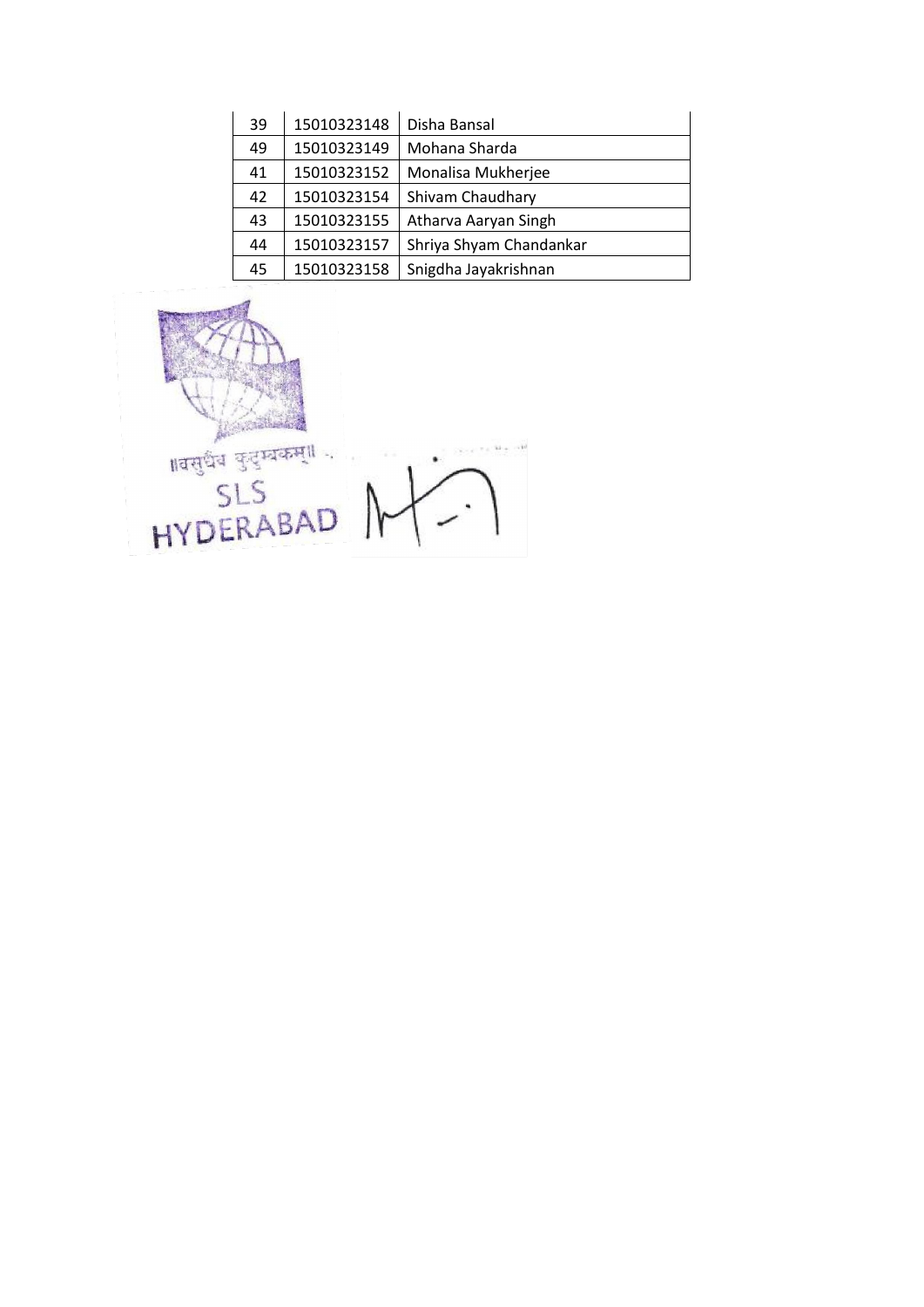| | | |
|---|---|---|
| 39 | 15010323148 | Disha Bansal |
| 49 | 15010323149 | Mohana Sharda |
| 41 | 15010323152 | Monalisa Mukherjee |
| 42 | 15010323154 | Shivam Chaudhary |
| 43 | 15010323155 | Atharva Aaryan Singh |
| 44 | 15010323157 | Shriya Shyam Chandankar |
| 45 | 15010323158 | Snigdha Jayakrishnan |

॥वसुधैव कुटुम्बकम्॥

SLS

HYDERABAD